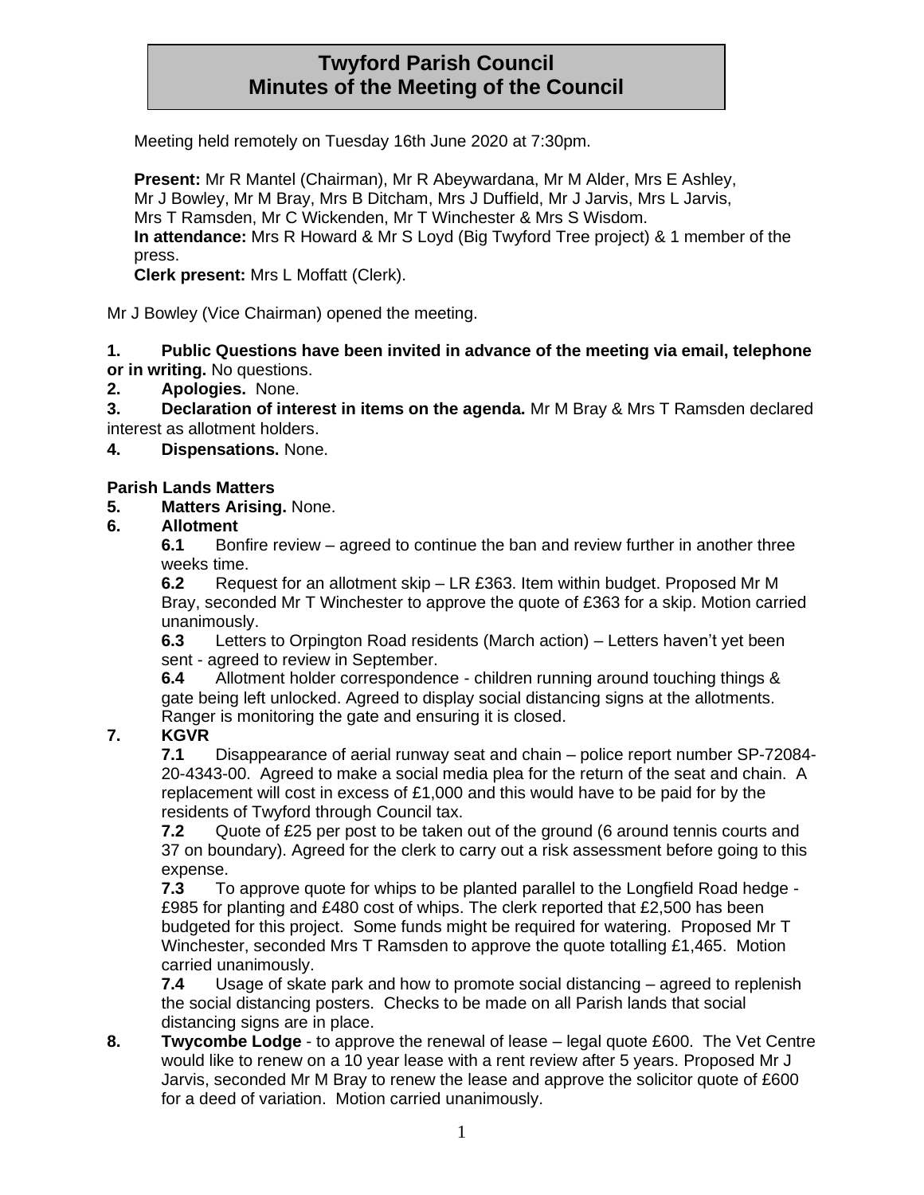# Twyford Parish Council
# Minutes of the Meeting of the Council

Meeting held remotely on Tuesday 16th June 2020 at 7:30pm.

**Present:** Mr R Mantel (Chairman), Mr R Abeywardana, Mr M Alder, Mrs E Ashley, Mr J Bowley, Mr M Bray, Mrs B Ditcham, Mrs J Duffield, Mr J Jarvis, Mrs L Jarvis, Mrs T Ramsden, Mr C Wickenden, Mr T Winchester & Mrs S Wisdom.
**In attendance:** Mrs R Howard & Mr S Loyd (Big Twyford Tree project) & 1 member of the press.
**Clerk present:** Mrs L Moffatt (Clerk).

Mr J Bowley (Vice Chairman) opened the meeting.

**1. Public Questions have been invited in advance of the meeting via email, telephone or in writing.** No questions.

**2. Apologies.** None.

**3. Declaration of interest in items on the agenda.** Mr M Bray & Mrs T Ramsden declared interest as allotment holders.

**4. Dispensations.** None.

**Parish Lands Matters**

**5. Matters Arising.** None.

**6. Allotment**

**6.1** Bonfire review – agreed to continue the ban and review further in another three weeks time.

**6.2** Request for an allotment skip – LR £363. Item within budget. Proposed Mr M Bray, seconded Mr T Winchester to approve the quote of £363 for a skip. Motion carried unanimously.

**6.3** Letters to Orpington Road residents (March action) – Letters haven't yet been sent - agreed to review in September.

**6.4** Allotment holder correspondence - children running around touching things & gate being left unlocked. Agreed to display social distancing signs at the allotments. Ranger is monitoring the gate and ensuring it is closed.

**7. KGVR**

**7.1** Disappearance of aerial runway seat and chain – police report number SP-72084-20-4343-00. Agreed to make a social media plea for the return of the seat and chain. A replacement will cost in excess of £1,000 and this would have to be paid for by the residents of Twyford through Council tax.

**7.2** Quote of £25 per post to be taken out of the ground (6 around tennis courts and 37 on boundary). Agreed for the clerk to carry out a risk assessment before going to this expense.

**7.3** To approve quote for whips to be planted parallel to the Longfield Road hedge - £985 for planting and £480 cost of whips. The clerk reported that £2,500 has been budgeted for this project. Some funds might be required for watering. Proposed Mr T Winchester, seconded Mrs T Ramsden to approve the quote totalling £1,465. Motion carried unanimously.

**7.4** Usage of skate park and how to promote social distancing – agreed to replenish the social distancing posters. Checks to be made on all Parish lands that social distancing signs are in place.

**8. Twycombe Lodge** - to approve the renewal of lease – legal quote £600. The Vet Centre would like to renew on a 10 year lease with a rent review after 5 years. Proposed Mr J Jarvis, seconded Mr M Bray to renew the lease and approve the solicitor quote of £600 for a deed of variation. Motion carried unanimously.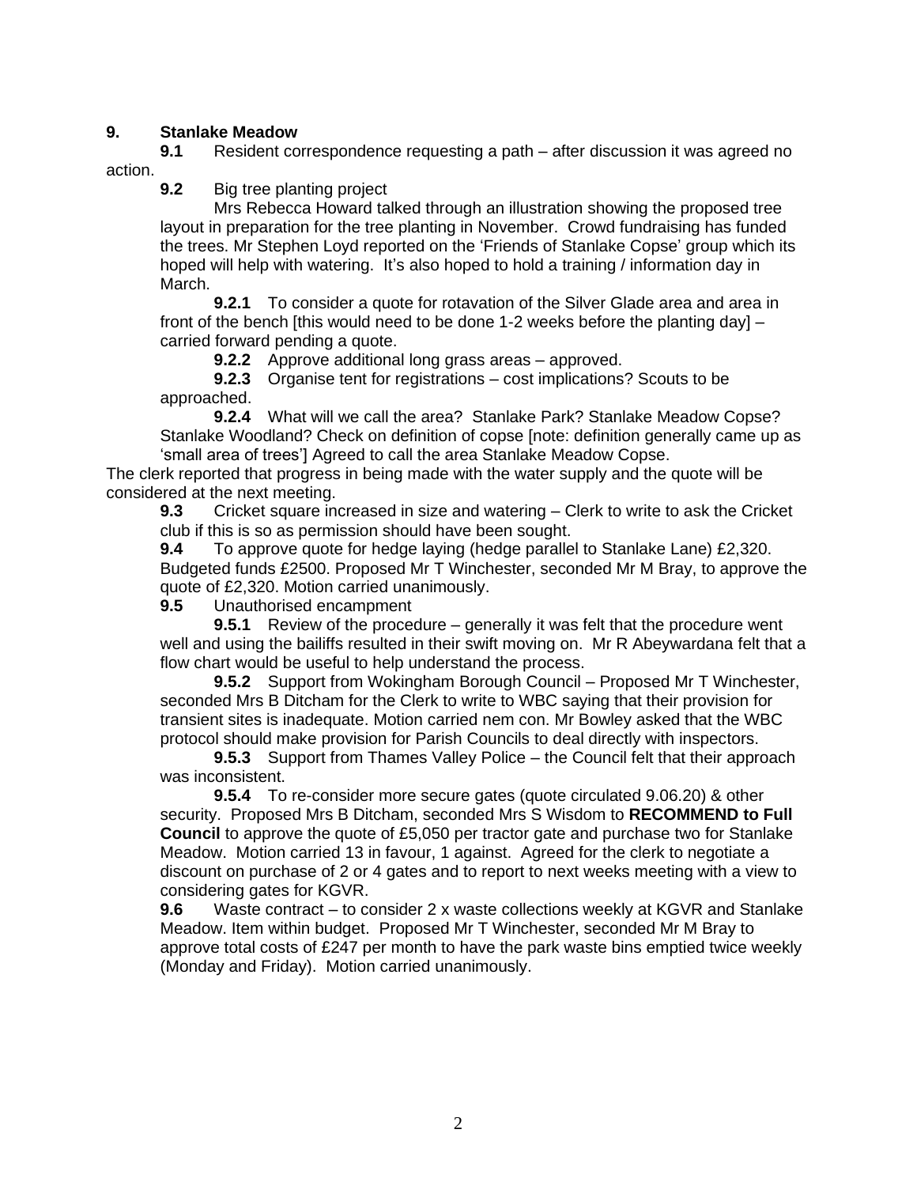## 9. Stanlake Meadow

**9.1** Resident correspondence requesting a path – after discussion it was agreed no action.

**9.2** Big tree planting project

Mrs Rebecca Howard talked through an illustration showing the proposed tree layout in preparation for the tree planting in November. Crowd fundraising has funded the trees. Mr Stephen Loyd reported on the 'Friends of Stanlake Copse' group which its hoped will help with watering. It's also hoped to hold a training / information day in March.

**9.2.1** To consider a quote for rotavation of the Silver Glade area and area in front of the bench [this would need to be done 1-2 weeks before the planting day] – carried forward pending a quote.

**9.2.2** Approve additional long grass areas – approved.

**9.2.3** Organise tent for registrations – cost implications? Scouts to be approached.

**9.2.4** What will we call the area? Stanlake Park? Stanlake Meadow Copse? Stanlake Woodland? Check on definition of copse [note: definition generally came up as 'small area of trees'] Agreed to call the area Stanlake Meadow Copse.

The clerk reported that progress in being made with the water supply and the quote will be considered at the next meeting.

**9.3** Cricket square increased in size and watering – Clerk to write to ask the Cricket club if this is so as permission should have been sought.

**9.4** To approve quote for hedge laying (hedge parallel to Stanlake Lane) £2,320. Budgeted funds £2500. Proposed Mr T Winchester, seconded Mr M Bray, to approve the quote of £2,320. Motion carried unanimously.

**9.5** Unauthorised encampment

**9.5.1** Review of the procedure – generally it was felt that the procedure went well and using the bailiffs resulted in their swift moving on. Mr R Abeywardana felt that a flow chart would be useful to help understand the process.

**9.5.2** Support from Wokingham Borough Council – Proposed Mr T Winchester, seconded Mrs B Ditcham for the Clerk to write to WBC saying that their provision for transient sites is inadequate. Motion carried nem con. Mr Bowley asked that the WBC protocol should make provision for Parish Councils to deal directly with inspectors.

**9.5.3** Support from Thames Valley Police – the Council felt that their approach was inconsistent.

**9.5.4** To re-consider more secure gates (quote circulated 9.06.20) & other security. Proposed Mrs B Ditcham, seconded Mrs S Wisdom to **RECOMMEND to Full Council** to approve the quote of £5,050 per tractor gate and purchase two for Stanlake Meadow. Motion carried 13 in favour, 1 against. Agreed for the clerk to negotiate a discount on purchase of 2 or 4 gates and to report to next weeks meeting with a view to considering gates for KGVR.

**9.6** Waste contract – to consider 2 x waste collections weekly at KGVR and Stanlake Meadow. Item within budget. Proposed Mr T Winchester, seconded Mr M Bray to approve total costs of £247 per month to have the park waste bins emptied twice weekly (Monday and Friday). Motion carried unanimously.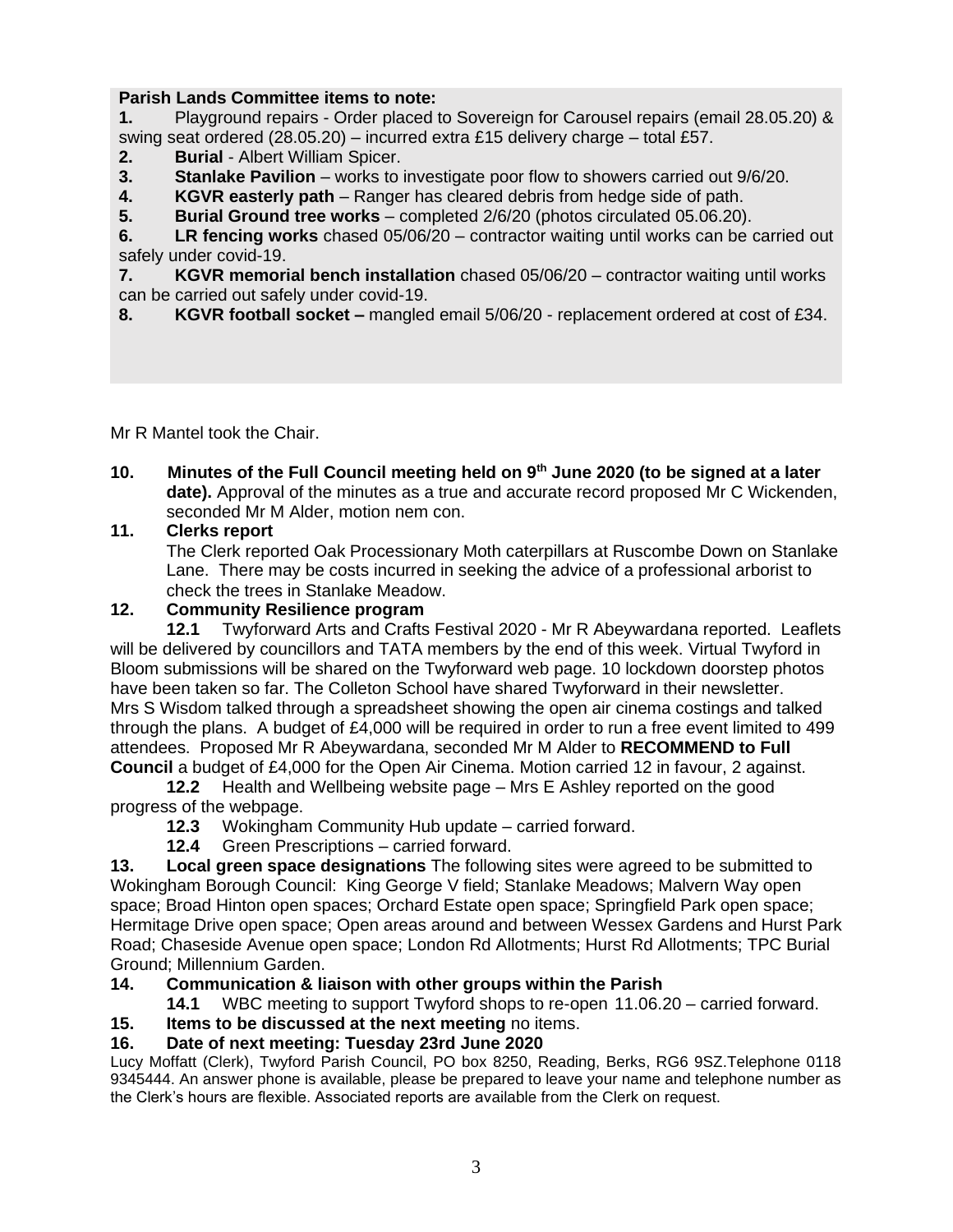**Parish Lands Committee items to note:**

1. Playground repairs - Order placed to Sovereign for Carousel repairs (email 28.05.20) & swing seat ordered (28.05.20) – incurred extra £15 delivery charge – total £57.
2. **Burial** - Albert William Spicer.
3. **Stanlake Pavilion** – works to investigate poor flow to showers carried out 9/6/20.
4. **KGVR easterly path** – Ranger has cleared debris from hedge side of path.
5. **Burial Ground tree works** – completed 2/6/20 (photos circulated 05.06.20).
6. **LR fencing works** chased 05/06/20 – contractor waiting until works can be carried out safely under covid-19.
7. **KGVR memorial bench installation** chased 05/06/20 – contractor waiting until works can be carried out safely under covid-19.
8. **KGVR football socket –** mangled email 5/06/20 - replacement ordered at cost of £34.

Mr R Mantel took the Chair.

**10. Minutes of the Full Council meeting held on 9th June 2020 (to be signed at a later date).** Approval of the minutes as a true and accurate record proposed Mr C Wickenden, seconded Mr M Alder, motion nem con.

**11. Clerks report**

The Clerk reported Oak Processionary Moth caterpillars at Ruscombe Down on Stanlake Lane. There may be costs incurred in seeking the advice of a professional arborist to check the trees in Stanlake Meadow.

**12. Community Resilience program**

**12.1** Twyforward Arts and Crafts Festival 2020 - Mr R Abeywardana reported. Leaflets will be delivered by councillors and TATA members by the end of this week. Virtual Twyford in Bloom submissions will be shared on the Twyforward web page. 10 lockdown doorstep photos have been taken so far. The Colleton School have shared Twyforward in their newsletter. Mrs S Wisdom talked through a spreadsheet showing the open air cinema costings and talked through the plans. A budget of £4,000 will be required in order to run a free event limited to 499 attendees. Proposed Mr R Abeywardana, seconded Mr M Alder to **RECOMMEND to Full Council** a budget of £4,000 for the Open Air Cinema. Motion carried 12 in favour, 2 against.

**12.2** Health and Wellbeing website page – Mrs E Ashley reported on the good progress of the webpage.

**12.3** Wokingham Community Hub update – carried forward.

**12.4** Green Prescriptions – carried forward.

**13. Local green space designations** The following sites were agreed to be submitted to Wokingham Borough Council: King George V field; Stanlake Meadows; Malvern Way open space; Broad Hinton open spaces; Orchard Estate open space; Springfield Park open space; Hermitage Drive open space; Open areas around and between Wessex Gardens and Hurst Park Road; Chaseside Avenue open space; London Rd Allotments; Hurst Rd Allotments; TPC Burial Ground; Millennium Garden.

**14. Communication & liaison with other groups within the Parish**

**14.1** WBC meeting to support Twyford shops to re-open 11.06.20 – carried forward.

**15. Items to be discussed at the next meeting** no items.

**16. Date of next meeting: Tuesday 23rd June 2020**

Lucy Moffatt (Clerk), Twyford Parish Council, PO box 8250, Reading, Berks, RG6 9SZ.Telephone 0118 9345444. An answer phone is available, please be prepared to leave your name and telephone number as the Clerk's hours are flexible. Associated reports are available from the Clerk on request.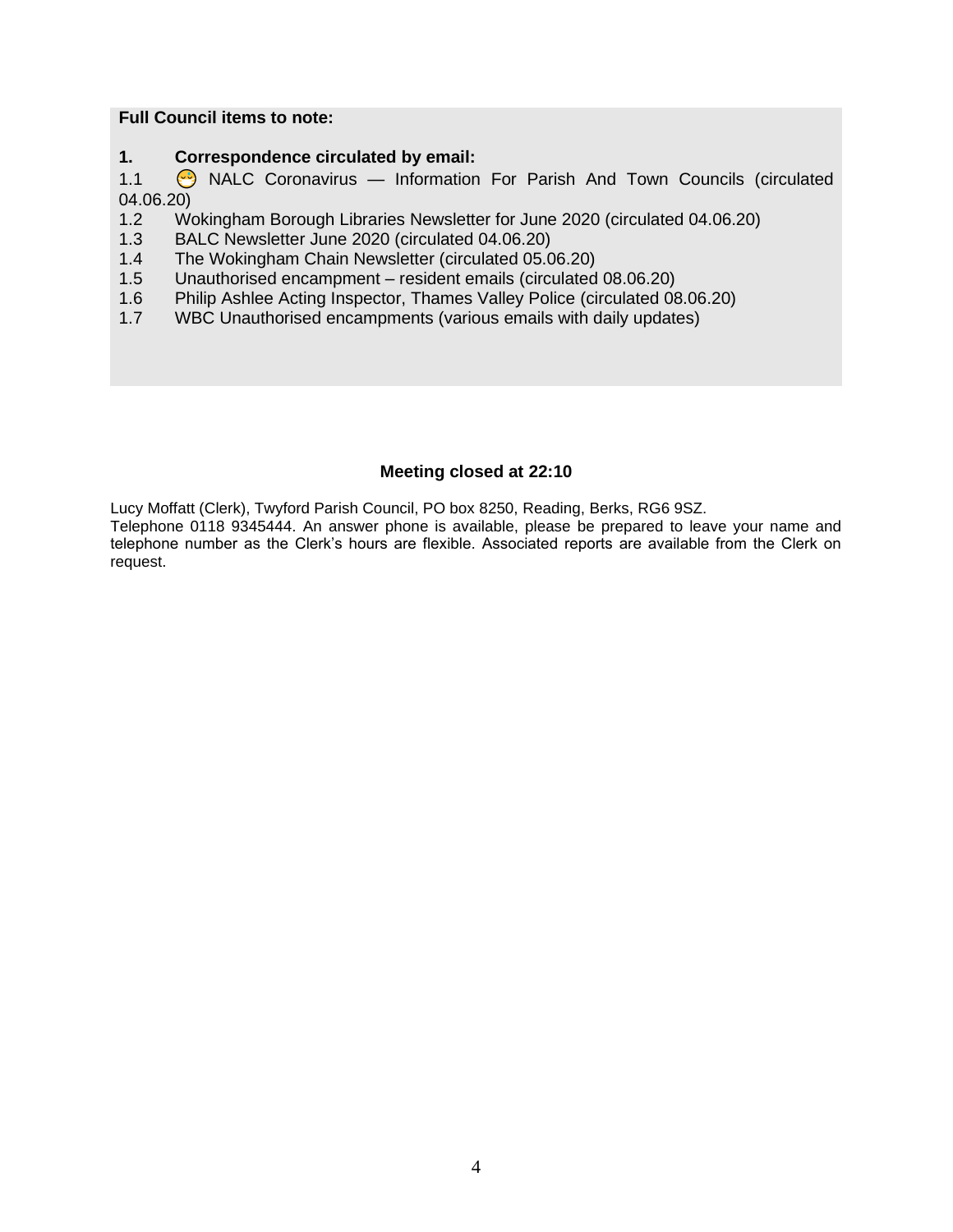**Full Council items to note:**

**1. Correspondence circulated by email:**

1.1 😷 NALC Coronavirus — Information For Parish And Town Councils (circulated 04.06.20)
1.2 Wokingham Borough Libraries Newsletter for June 2020 (circulated 04.06.20)
1.3 BALC Newsletter June 2020 (circulated 04.06.20)
1.4 The Wokingham Chain Newsletter (circulated 05.06.20)
1.5 Unauthorised encampment – resident emails (circulated 08.06.20)
1.6 Philip Ashlee Acting Inspector, Thames Valley Police (circulated 08.06.20)
1.7 WBC Unauthorised encampments (various emails with daily updates)

**Meeting closed at 22:10**

Lucy Moffatt (Clerk), Twyford Parish Council, PO box 8250, Reading, Berks, RG6 9SZ.
Telephone 0118 9345444. An answer phone is available, please be prepared to leave your name and telephone number as the Clerk's hours are flexible. Associated reports are available from the Clerk on request.